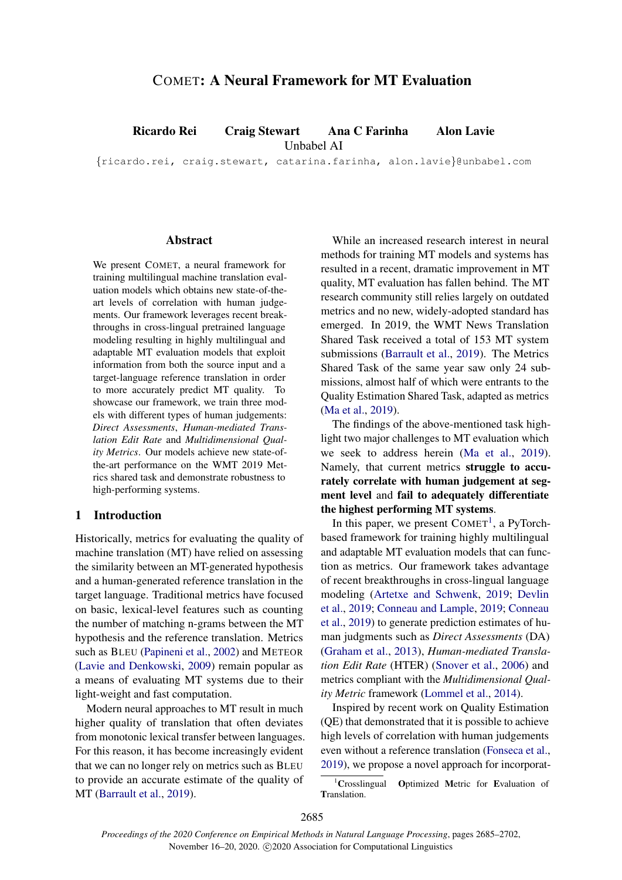# COMET: A Neural Framework for MT Evaluation

**Ricardo Rei  Craig Stewart  Ana C Farinha  Alon Lavie**
Unbabel AI
{ricardo.rei, craig.stewart, catarina.farinha, alon.lavie}@unbabel.com

## Abstract

We present COMET, a neural framework for training multilingual machine translation evaluation models which obtains new state-of-the-art levels of correlation with human judgements. Our framework leverages recent breakthroughs in cross-lingual pretrained language modeling resulting in highly multilingual and adaptable MT evaluation models that exploit information from both the source input and a target-language reference translation in order to more accurately predict MT quality. To showcase our framework, we train three models with different types of human judgements: *Direct Assessments*, *Human-mediated Translation Edit Rate* and *Multidimensional Quality Metrics*. Our models achieve new state-of-the-art performance on the WMT 2019 Metrics shared task and demonstrate robustness to high-performing systems.

## 1 Introduction

Historically, metrics for evaluating the quality of machine translation (MT) have relied on assessing the similarity between an MT-generated hypothesis and a human-generated reference translation in the target language. Traditional metrics have focused on basic, lexical-level features such as counting the number of matching n-grams between the MT hypothesis and the reference translation. Metrics such as BLEU (Papineni et al., 2002) and METEOR (Lavie and Denkowski, 2009) remain popular as a means of evaluating MT systems due to their light-weight and fast computation.

Modern neural approaches to MT result in much higher quality of translation that often deviates from monotonic lexical transfer between languages. For this reason, it has become increasingly evident that we can no longer rely on metrics such as BLEU to provide an accurate estimate of the quality of MT (Barrault et al., 2019).

While an increased research interest in neural methods for training MT models and systems has resulted in a recent, dramatic improvement in MT quality, MT evaluation has fallen behind. The MT research community still relies largely on outdated metrics and no new, widely-adopted standard has emerged. In 2019, the WMT News Translation Shared Task received a total of 153 MT system submissions (Barrault et al., 2019). The Metrics Shared Task of the same year saw only 24 submissions, almost half of which were entrants to the Quality Estimation Shared Task, adapted as metrics (Ma et al., 2019).

The findings of the above-mentioned task highlight two major challenges to MT evaluation which we seek to address herein (Ma et al., 2019). Namely, that current metrics **struggle to accurately correlate with human judgement at segment level** and **fail to adequately differentiate the highest performing MT systems**.

In this paper, we present COMET[1], a PyTorch-based framework for training highly multilingual and adaptable MT evaluation models that can function as metrics. Our framework takes advantage of recent breakthroughs in cross-lingual language modeling (Artetxe and Schwenk, 2019; Devlin et al., 2019; Conneau and Lample, 2019; Conneau et al., 2019) to generate prediction estimates of human judgments such as *Direct Assessments* (DA) (Graham et al., 2013), *Human-mediated Translation Edit Rate* (HTER) (Snover et al., 2006) and metrics compliant with the *Multidimensional Quality Metric* framework (Lommel et al., 2014).

Inspired by recent work on Quality Estimation (QE) that demonstrated that it is possible to achieve high levels of correlation with human judgements even without a reference translation (Fonseca et al., 2019), we propose a novel approach for incorporat-

[1] **C**rosslingual **O**ptimized **M**etric for **E**valuation of **T**ranslation.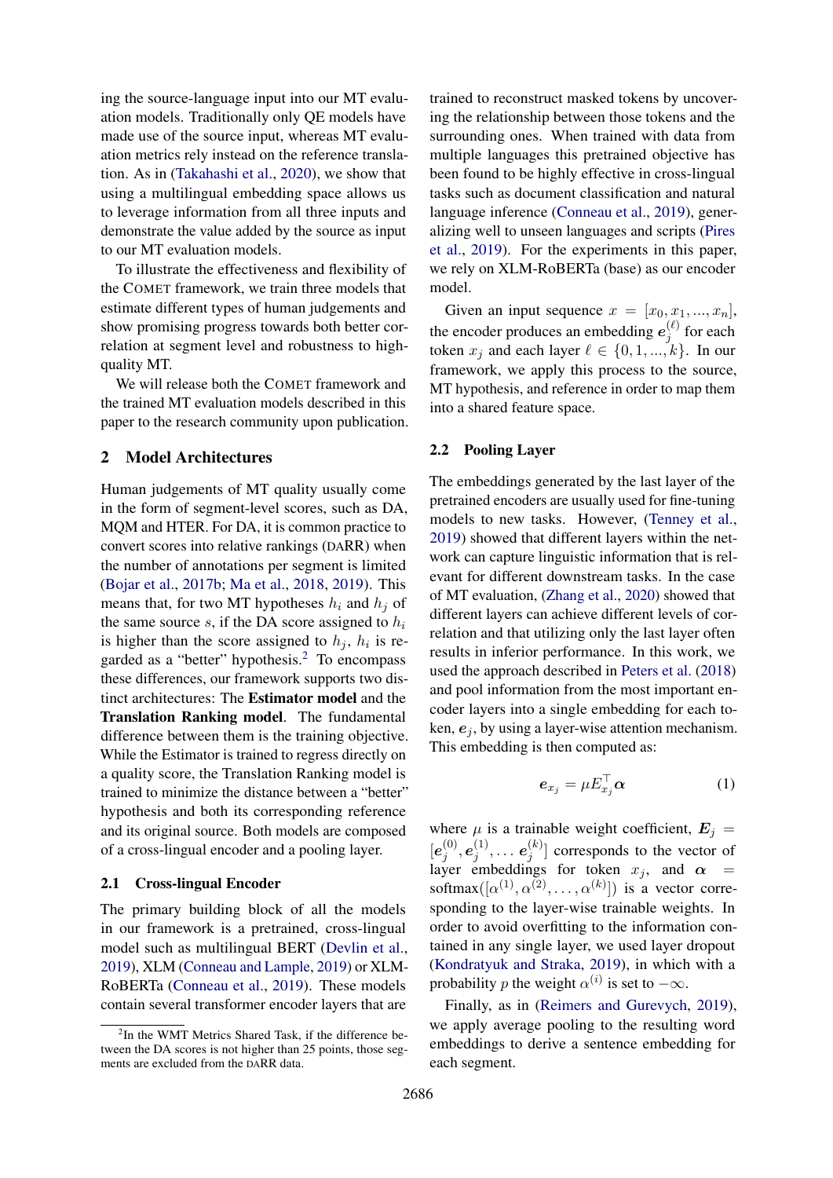ing the source-language input into our MT evaluation models. Traditionally only QE models have made use of the source input, whereas MT evaluation metrics rely instead on the reference translation. As in (Takahashi et al., 2020), we show that using a multilingual embedding space allows us to leverage information from all three inputs and demonstrate the value added by the source as input to our MT evaluation models.

To illustrate the effectiveness and flexibility of the COMET framework, we train three models that estimate different types of human judgements and show promising progress towards both better correlation at segment level and robustness to high-quality MT.

We will release both the COMET framework and the trained MT evaluation models described in this paper to the research community upon publication.

## 2 Model Architectures

Human judgements of MT quality usually come in the form of segment-level scores, such as DA, MQM and HTER. For DA, it is common practice to convert scores into relative rankings (DARR) when the number of annotations per segment is limited (Bojar et al., 2017b; Ma et al., 2018, 2019). This means that, for two MT hypotheses $h_i$ and $h_j$ of the same source $s$, if the DA score assigned to $h_i$ is higher than the score assigned to $h_j$, $h_i$ is regarded as a "better" hypothesis.[2] To encompass these differences, our framework supports two distinct architectures: The **Estimator model** and the **Translation Ranking model**. The fundamental difference between them is the training objective. While the Estimator is trained to regress directly on a quality score, the Translation Ranking model is trained to minimize the distance between a "better" hypothesis and both its corresponding reference and its original source. Both models are composed of a cross-lingual encoder and a pooling layer.

### 2.1 Cross-lingual Encoder

The primary building block of all the models in our framework is a pretrained, cross-lingual model such as multilingual BERT (Devlin et al., 2019), XLM (Conneau and Lample, 2019) or XLM-RoBERTa (Conneau et al., 2019). These models contain several transformer encoder layers that are trained to reconstruct masked tokens by uncovering the relationship between those tokens and the surrounding ones. When trained with data from multiple languages this pretrained objective has been found to be highly effective in cross-lingual tasks such as document classification and natural language inference (Conneau et al., 2019), generalizing well to unseen languages and scripts (Pires et al., 2019). For the experiments in this paper, we rely on XLM-RoBERTa (base) as our encoder model.

Given an input sequence $x = [x_0, x_1, ..., x_n]$, the encoder produces an embedding $\boldsymbol{e}_j^{(\ell)}$ for each token $x_j$ and each layer $\ell \in \{0, 1, ..., k\}$. In our framework, we apply this process to the source, MT hypothesis, and reference in order to map them into a shared feature space.

### 2.2 Pooling Layer

The embeddings generated by the last layer of the pretrained encoders are usually used for fine-tuning models to new tasks. However, (Tenney et al., 2019) showed that different layers within the network can capture linguistic information that is relevant for different downstream tasks. In the case of MT evaluation, (Zhang et al., 2020) showed that different layers can achieve different levels of correlation and that utilizing only the last layer often results in inferior performance. In this work, we used the approach described in Peters et al. (2018) and pool information from the most important encoder layers into a single embedding for each token, $\boldsymbol{e}_j$, by using a layer-wise attention mechanism. This embedding is then computed as:

$$\boldsymbol{e}_{x_j} = \mu E_{x_j}^{\top} \boldsymbol{\alpha} \tag{1}$$

where $\mu$ is a trainable weight coefficient, $\boldsymbol{E}_j = [\boldsymbol{e}_j^{(0)}, \boldsymbol{e}_j^{(1)}, \dots \boldsymbol{e}_j^{(k)}]$ corresponds to the vector of layer embeddings for token $x_j$, and $\boldsymbol{\alpha} = \text{softmax}([\alpha^{(1)}, \alpha^{(2)}, \dots, \alpha^{(k)}])$ is a vector corresponding to the layer-wise trainable weights. In order to avoid overfitting to the information contained in any single layer, we used layer dropout (Kondratyuk and Straka, 2019), in which with a probability $p$ the weight $\alpha^{(i)}$ is set to $-\infty$.

Finally, as in (Reimers and Gurevych, 2019), we apply average pooling to the resulting word embeddings to derive a sentence embedding for each segment.

[2] In the WMT Metrics Shared Task, if the difference between the DA scores is not higher than 25 points, those segments are excluded from the DARR data.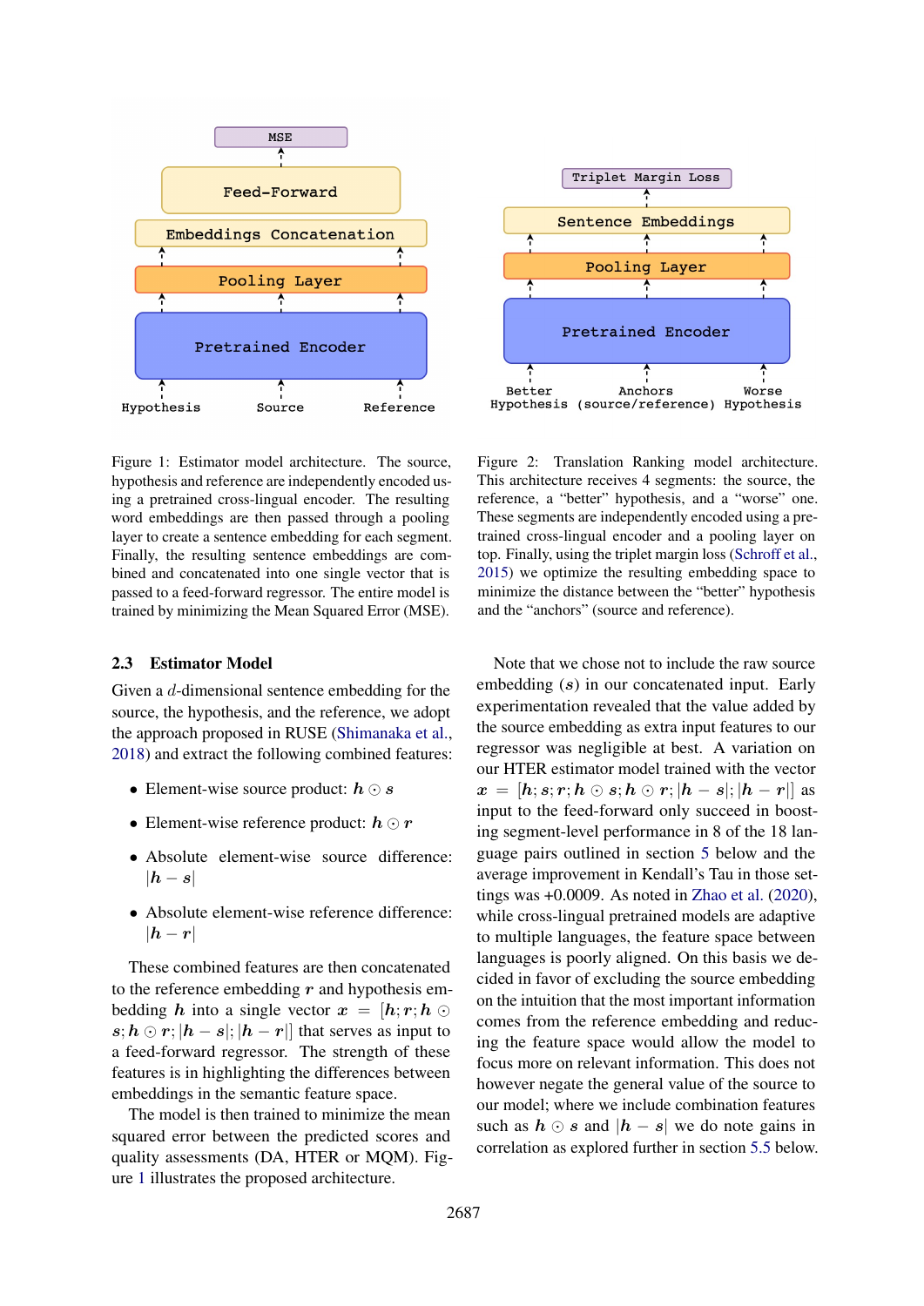Figure 1: Estimator model architecture. The source, hypothesis and reference are independently encoded using a pretrained cross-lingual encoder. The resulting word embeddings are then passed through a pooling layer to create a sentence embedding for each segment. Finally, the resulting sentence embeddings are combined and concatenated into one single vector that is passed to a feed-forward regressor. The entire model is trained by minimizing the Mean Squared Error (MSE).

Figure 2: Translation Ranking model architecture. This architecture receives 4 segments: the source, the reference, a "better" hypothesis, and a "worse" one. These segments are independently encoded using a pretrained cross-lingual encoder and a pooling layer on top. Finally, using the triplet margin loss (Schroff et al., 2015) we optimize the resulting embedding space to minimize the distance between the "better" hypothesis and the "anchors" (source and reference).

## 2.3 Estimator Model

Given a $d$-dimensional sentence embedding for the source, the hypothesis, and the reference, we adopt the approach proposed in RUSE (Shimanaka et al., 2018) and extract the following combined features:

- Element-wise source product: $\boldsymbol{h} \odot \boldsymbol{s}$
- Element-wise reference product: $\boldsymbol{h} \odot \boldsymbol{r}$
- Absolute element-wise source difference: $|\boldsymbol{h} - \boldsymbol{s}|$
- Absolute element-wise reference difference: $|\boldsymbol{h} - \boldsymbol{r}|$

These combined features are then concatenated to the reference embedding $\boldsymbol{r}$ and hypothesis embedding $\boldsymbol{h}$ into a single vector $\boldsymbol{x} = [\boldsymbol{h}; \boldsymbol{r}; \boldsymbol{h} \odot \boldsymbol{s}; \boldsymbol{h} \odot \boldsymbol{r}; |\boldsymbol{h} - \boldsymbol{s}|; |\boldsymbol{h} - \boldsymbol{r}|]$ that serves as input to a feed-forward regressor. The strength of these features is in highlighting the differences between embeddings in the semantic feature space.

The model is then trained to minimize the mean squared error between the predicted scores and quality assessments (DA, HTER or MQM). Figure 1 illustrates the proposed architecture.

Note that we chose not to include the raw source embedding ($\boldsymbol{s}$) in our concatenated input. Early experimentation revealed that the value added by the source embedding as extra input features to our regressor was negligible at best. A variation on our HTER estimator model trained with the vector $\boldsymbol{x} = [\boldsymbol{h}; \boldsymbol{s}; \boldsymbol{r}; \boldsymbol{h} \odot \boldsymbol{s}; \boldsymbol{h} \odot \boldsymbol{r}; |\boldsymbol{h} - \boldsymbol{s}|; |\boldsymbol{h} - \boldsymbol{r}|]$ as input to the feed-forward only succeed in boosting segment-level performance in 8 of the 18 language pairs outlined in section 5 below and the average improvement in Kendall's Tau in those settings was +0.0009. As noted in Zhao et al. (2020), while cross-lingual pretrained models are adaptive to multiple languages, the feature space between languages is poorly aligned. On this basis we decided in favor of excluding the source embedding on the intuition that the most important information comes from the reference embedding and reducing the feature space would allow the model to focus more on relevant information. This does not however negate the general value of the source to our model; where we include combination features such as $\boldsymbol{h} \odot \boldsymbol{s}$ and $|\boldsymbol{h} - \boldsymbol{s}|$ we do note gains in correlation as explored further in section 5.5 below.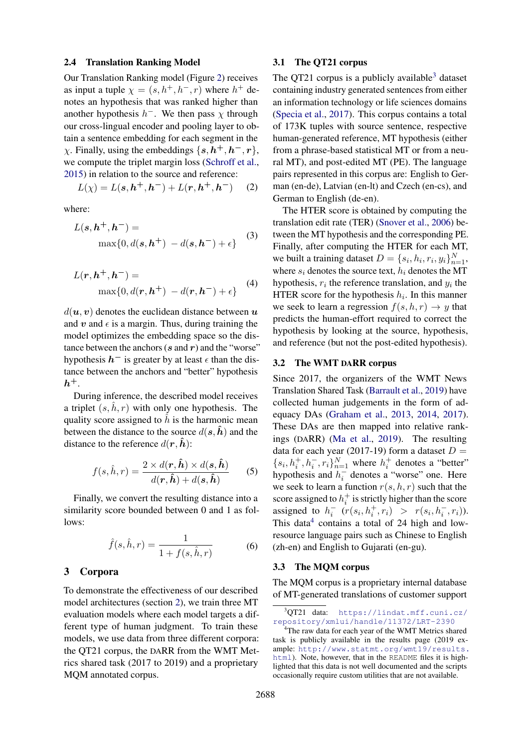### 2.4 Translation Ranking Model

Our Translation Ranking model (Figure 2) receives as input a tuple $\chi = (s, h^+, h^-, r)$ where $h^+$ denotes an hypothesis that was ranked higher than another hypothesis $h^-$. We then pass $\chi$ through our cross-lingual encoder and pooling layer to obtain a sentence embedding for each segment in the $\chi$. Finally, using the embeddings $\{\boldsymbol{s}, \boldsymbol{h}^+, \boldsymbol{h}^-, \boldsymbol{r}\}$, we compute the triplet margin loss (Schroff et al., 2015) in relation to the source and reference:

$$L(\chi) = L(\boldsymbol{s}, \boldsymbol{h}^+, \boldsymbol{h}^-) + L(\boldsymbol{r}, \boldsymbol{h}^+, \boldsymbol{h}^-) \tag{2}$$

where:

$$L(\boldsymbol{s}, \boldsymbol{h}^+, \boldsymbol{h}^-) = \max\{0, d(\boldsymbol{s}, \boldsymbol{h}^+) \; - d(\boldsymbol{s}, \boldsymbol{h}^-) + \epsilon\} \tag{3}$$

$$L(\boldsymbol{r}, \boldsymbol{h}^+, \boldsymbol{h}^-) = \max\{0, d(\boldsymbol{r}, \boldsymbol{h}^+) \; - d(\boldsymbol{r}, \boldsymbol{h}^-) + \epsilon\} \tag{4}$$

$d(\boldsymbol{u}, \boldsymbol{v})$ denotes the euclidean distance between $\boldsymbol{u}$ and $\boldsymbol{v}$ and $\epsilon$ is a margin. Thus, during training the model optimizes the embedding space so the distance between the anchors ($\boldsymbol{s}$ and $\boldsymbol{r}$) and the "worse" hypothesis $\boldsymbol{h}^-$ is greater by at least $\epsilon$ than the distance between the anchors and "better" hypothesis $\boldsymbol{h}^+$.

During inference, the described model receives a triplet $(s, \hat{h}, r)$ with only one hypothesis. The quality score assigned to $\hat{h}$ is the harmonic mean between the distance to the source $d(\boldsymbol{s}, \hat{\boldsymbol{h}})$ and the distance to the reference $d(\boldsymbol{r}, \hat{\boldsymbol{h}})$:

$$f(s, \hat{h}, r) = \frac{2 \times d(\boldsymbol{r}, \hat{\boldsymbol{h}}) \times d(\boldsymbol{s}, \hat{\boldsymbol{h}})}{d(\boldsymbol{r}, \hat{\boldsymbol{h}}) + d(\boldsymbol{s}, \hat{\boldsymbol{h}})} \tag{5}$$

Finally, we convert the resulting distance into a similarity score bounded between 0 and 1 as follows:

$$\hat{f}(s, \hat{h}, r) = \frac{1}{1 + f(s, \hat{h}, r)} \tag{6}$$

## 3 Corpora

To demonstrate the effectiveness of our described model architectures (section 2), we train three MT evaluation models where each model targets a different type of human judgment. To train these models, we use data from three different corpora: the QT21 corpus, the DARR from the WMT Metrics shared task (2017 to 2019) and a proprietary MQM annotated corpus.

### 3.1 The QT21 corpus

The QT21 corpus is a publicly available[3] dataset containing industry generated sentences from either an information technology or life sciences domains (Specia et al., 2017). This corpus contains a total of 173K tuples with source sentence, respective human-generated reference, MT hypothesis (either from a phrase-based statistical MT or from a neural MT), and post-edited MT (PE). The language pairs represented in this corpus are: English to German (en-de), Latvian (en-lt) and Czech (en-cs), and German to English (de-en).

The HTER score is obtained by computing the translation edit rate (TER) (Snover et al., 2006) between the MT hypothesis and the corresponding PE. Finally, after computing the HTER for each MT, we built a training dataset $D = \{s_i, h_i, r_i, y_i\}_{n=1}^{N}$, where $s_i$ denotes the source text, $h_i$ denotes the MT hypothesis, $r_i$ the reference translation, and $y_i$ the HTER score for the hypothesis $h_i$. In this manner we seek to learn a regression $f(s, h, r) \rightarrow y$ that predicts the human-effort required to correct the hypothesis by looking at the source, hypothesis, and reference (but not the post-edited hypothesis).

### 3.2 The WMT DARR corpus

Since 2017, the organizers of the WMT News Translation Shared Task (Barrault et al., 2019) have collected human judgements in the form of adequacy DAs (Graham et al., 2013, 2014, 2017). These DAs are then mapped into relative rankings (DARR) (Ma et al., 2019). The resulting data for each year (2017-19) form a dataset $D = \{s_i, h_i^+, h_i^-, r_i\}_{n=1}^{N}$ where $h_i^+$ denotes a "better" hypothesis and $h_i^-$ denotes a "worse" one. Here we seek to learn a function $r(s, h, r)$ such that the score assigned to $h_i^+$ is strictly higher than the score assigned to $h_i^-$ ($r(s_i, h_i^+, r_i) > r(s_i, h_i^-, r_i)$). This data[4] contains a total of 24 high and low-resource language pairs such as Chinese to English (zh-en) and English to Gujarati (en-gu).

### 3.3 The MQM corpus

The MQM corpus is a proprietary internal database of MT-generated translations of customer support

[3] QT21 data: https://lindat.mff.cuni.cz/repository/xmlui/handle/11372/LRT-2390

[4] The raw data for each year of the WMT Metrics shared task is publicly available in the results page (2019 example: http://www.statmt.org/wmt19/results.html). Note, however, that in the README files it is highlighted that this data is not well documented and the scripts occasionally require custom utilities that are not available.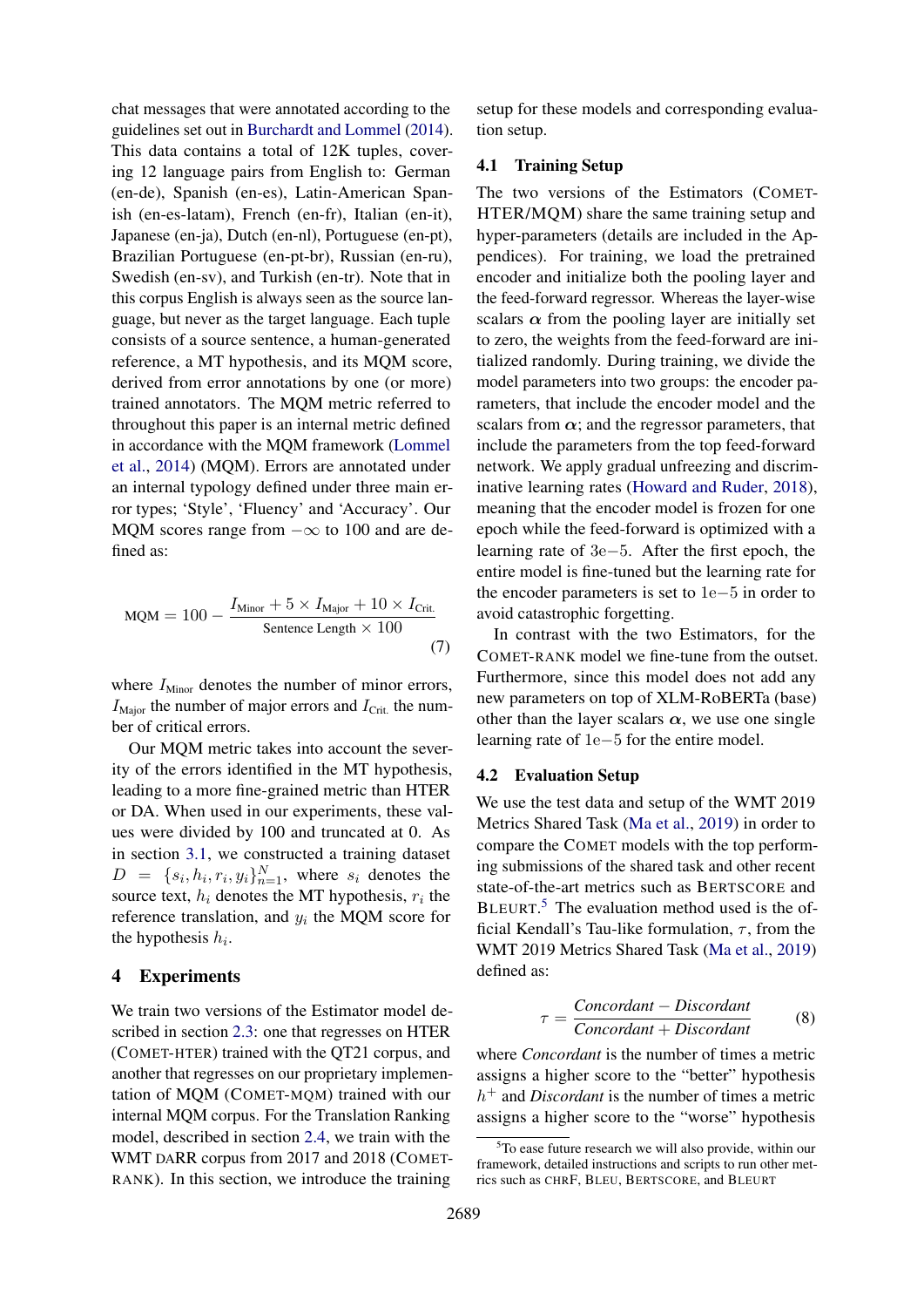chat messages that were annotated according to the guidelines set out in Burchardt and Lommel (2014). This data contains a total of 12K tuples, covering 12 language pairs from English to: German (en-de), Spanish (en-es), Latin-American Spanish (en-es-latam), French (en-fr), Italian (en-it), Japanese (en-ja), Dutch (en-nl), Portuguese (en-pt), Brazilian Portuguese (en-pt-br), Russian (en-ru), Swedish (en-sv), and Turkish (en-tr). Note that in this corpus English is always seen as the source language, but never as the target language. Each tuple consists of a source sentence, a human-generated reference, a MT hypothesis, and its MQM score, derived from error annotations by one (or more) trained annotators. The MQM metric referred to throughout this paper is an internal metric defined in accordance with the MQM framework (Lommel et al., 2014) (MQM). Errors are annotated under an internal typology defined under three main error types; 'Style', 'Fluency' and 'Accuracy'. Our MQM scores range from $-\infty$ to 100 and are defined as:

$$\text{MQM} = 100 - \frac{I_{\text{Minor}} + 5 \times I_{\text{Major}} + 10 \times I_{\text{Crit.}}}{\text{Sentence Length} \times 100} \quad (7)$$

where $I_{\text{Minor}}$ denotes the number of minor errors, $I_{\text{Major}}$ the number of major errors and $I_{\text{Crit.}}$ the number of critical errors.

Our MQM metric takes into account the severity of the errors identified in the MT hypothesis, leading to a more fine-grained metric than HTER or DA. When used in our experiments, these values were divided by 100 and truncated at 0. As in section 3.1, we constructed a training dataset $D = \{s_i, h_i, r_i, y_i\}_{n=1}^{N}$, where $s_i$ denotes the source text, $h_i$ denotes the MT hypothesis, $r_i$ the reference translation, and $y_i$ the MQM score for the hypothesis $h_i$.

## 4 Experiments

We train two versions of the Estimator model described in section 2.3: one that regresses on HTER (COMET-HTER) trained with the QT21 corpus, and another that regresses on our proprietary implementation of MQM (COMET-MQM) trained with our internal MQM corpus. For the Translation Ranking model, described in section 2.4, we train with the WMT DARR corpus from 2017 and 2018 (COMET-RANK). In this section, we introduce the training setup for these models and corresponding evaluation setup.

### 4.1 Training Setup

The two versions of the Estimators (COMET-HTER/MQM) share the same training setup and hyper-parameters (details are included in the Appendices). For training, we load the pretrained encoder and initialize both the pooling layer and the feed-forward regressor. Whereas the layer-wise scalars $\boldsymbol{\alpha}$ from the pooling layer are initially set to zero, the weights from the feed-forward are initialized randomly. During training, we divide the model parameters into two groups: the encoder parameters, that include the encoder model and the scalars from $\boldsymbol{\alpha}$; and the regressor parameters, that include the parameters from the top feed-forward network. We apply gradual unfreezing and discriminative learning rates (Howard and Ruder, 2018), meaning that the encoder model is frozen for one epoch while the feed-forward is optimized with a learning rate of $3\text{e}{-5}$. After the first epoch, the entire model is fine-tuned but the learning rate for the encoder parameters is set to $1\text{e}{-5}$ in order to avoid catastrophic forgetting.

In contrast with the two Estimators, for the COMET-RANK model we fine-tune from the outset. Furthermore, since this model does not add any new parameters on top of XLM-RoBERTa (base) other than the layer scalars $\boldsymbol{\alpha}$, we use one single learning rate of $1\text{e}{-5}$ for the entire model.

### 4.2 Evaluation Setup

We use the test data and setup of the WMT 2019 Metrics Shared Task (Ma et al., 2019) in order to compare the COMET models with the top performing submissions of the shared task and other recent state-of-the-art metrics such as BERTSCORE and BLEURT.[5] The evaluation method used is the official Kendall's Tau-like formulation, $\tau$, from the WMT 2019 Metrics Shared Task (Ma et al., 2019) defined as:

$$\tau = \frac{\textit{Concordant} - \textit{Discordant}}{\textit{Concordant} + \textit{Discordant}} \quad (8)$$

where *Concordant* is the number of times a metric assigns a higher score to the "better" hypothesis $h^+$ and *Discordant* is the number of times a metric assigns a higher score to the "worse" hypothesis

[5] To ease future research we will also provide, within our framework, detailed instructions and scripts to run other metrics such as CHRF, BLEU, BERTSCORE, and BLEURT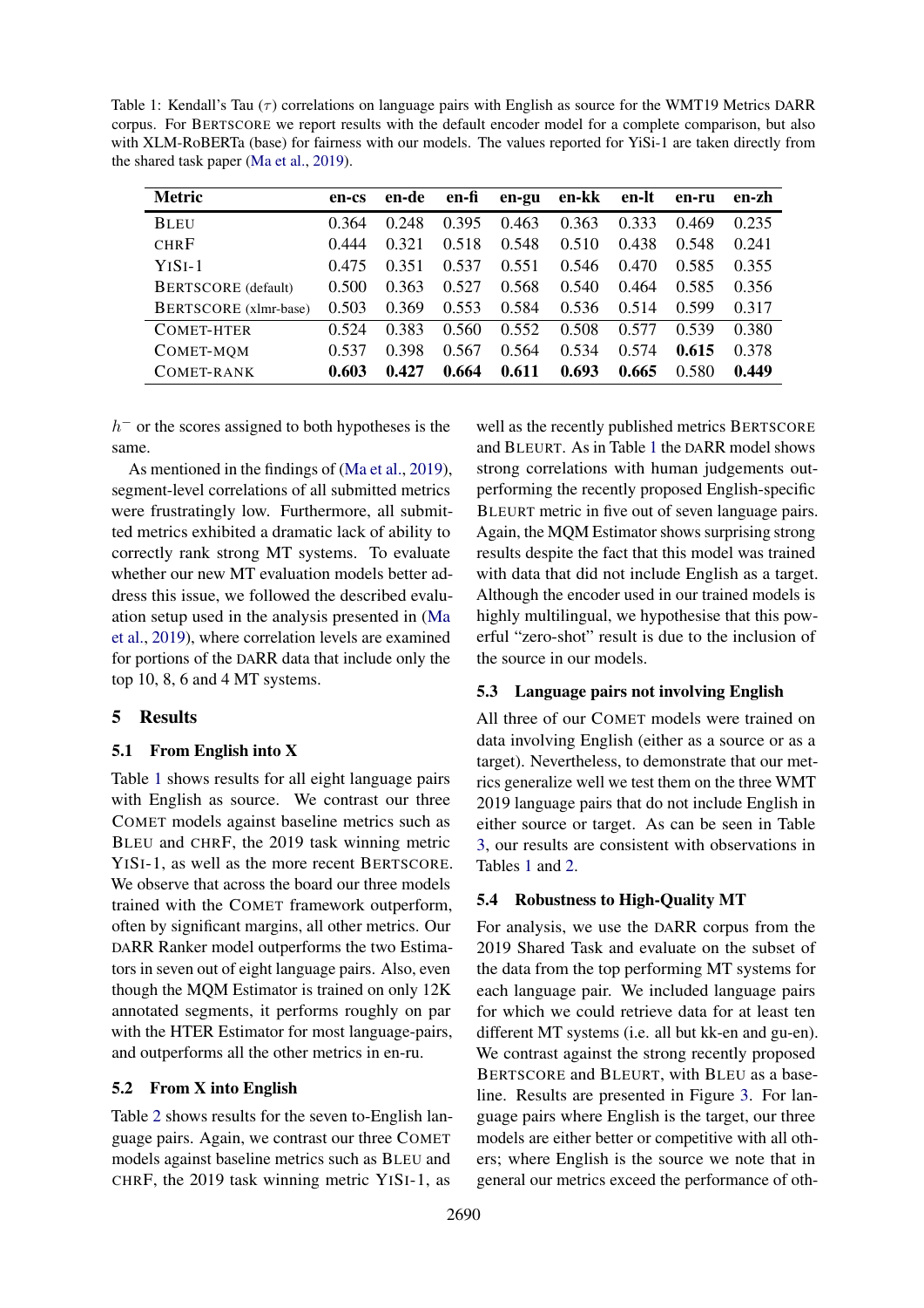Table 1: Kendall's Tau ($\tau$) correlations on language pairs with English as source for the WMT19 Metrics DARR corpus. For BERTSCORE we report results with the default encoder model for a complete comparison, but also with XLM-RoBERTa (base) for fairness with our models. The values reported for YiSi-1 are taken directly from the shared task paper (Ma et al., 2019).

| Metric | en-cs | en-de | en-fi | en-gu | en-kk | en-lt | en-ru | en-zh |
|---|---|---|---|---|---|---|---|---|
| BLEU | 0.364 | 0.248 | 0.395 | 0.463 | 0.363 | 0.333 | 0.469 | 0.235 |
| CHRF | 0.444 | 0.321 | 0.518 | 0.548 | 0.510 | 0.438 | 0.548 | 0.241 |
| YISI-1 | 0.475 | 0.351 | 0.537 | 0.551 | 0.546 | 0.470 | 0.585 | 0.355 |
| BERTSCORE (default) | 0.500 | 0.363 | 0.527 | 0.568 | 0.540 | 0.464 | 0.585 | 0.356 |
| BERTSCORE (xlmr-base) | 0.503 | 0.369 | 0.553 | 0.584 | 0.536 | 0.514 | 0.599 | 0.317 |
| COMET-HTER | 0.524 | 0.383 | 0.560 | 0.552 | 0.508 | 0.577 | 0.539 | 0.380 |
| COMET-MQM | 0.537 | 0.398 | 0.567 | 0.564 | 0.534 | 0.574 | **0.615** | 0.378 |
| COMET-RANK | **0.603** | **0.427** | **0.664** | **0.611** | **0.693** | **0.665** | 0.580 | **0.449** |

$h^-$ or the scores assigned to both hypotheses is the same.

As mentioned in the findings of (Ma et al., 2019), segment-level correlations of all submitted metrics were frustratingly low. Furthermore, all submitted metrics exhibited a dramatic lack of ability to correctly rank strong MT systems. To evaluate whether our new MT evaluation models better address this issue, we followed the described evaluation setup used in the analysis presented in (Ma et al., 2019), where correlation levels are examined for portions of the DARR data that include only the top 10, 8, 6 and 4 MT systems.

## 5 Results

### 5.1 From English into X

Table 1 shows results for all eight language pairs with English as source. We contrast our three COMET models against baseline metrics such as BLEU and CHRF, the 2019 task winning metric YISI-1, as well as the more recent BERTSCORE. We observe that across the board our three models trained with the COMET framework outperform, often by significant margins, all other metrics. Our DARR Ranker model outperforms the two Estimators in seven out of eight language pairs. Also, even though the MQM Estimator is trained on only 12K annotated segments, it performs roughly on par with the HTER Estimator for most language-pairs, and outperforms all the other metrics in en-ru.

### 5.2 From X into English

Table 2 shows results for the seven to-English language pairs. Again, we contrast our three COMET models against baseline metrics such as BLEU and CHRF, the 2019 task winning metric YISI-1, as well as the recently published metrics BERTSCORE and BLEURT. As in Table 1 the DARR model shows strong correlations with human judgements outperforming the recently proposed English-specific BLEURT metric in five out of seven language pairs. Again, the MQM Estimator shows surprising strong results despite the fact that this model was trained with data that did not include English as a target. Although the encoder used in our trained models is highly multilingual, we hypothesise that this powerful "zero-shot" result is due to the inclusion of the source in our models.

### 5.3 Language pairs not involving English

All three of our COMET models were trained on data involving English (either as a source or as a target). Nevertheless, to demonstrate that our metrics generalize well we test them on the three WMT 2019 language pairs that do not include English in either source or target. As can be seen in Table 3, our results are consistent with observations in Tables 1 and 2.

### 5.4 Robustness to High-Quality MT

For analysis, we use the DARR corpus from the 2019 Shared Task and evaluate on the subset of the data from the top performing MT systems for each language pair. We included language pairs for which we could retrieve data for at least ten different MT systems (i.e. all but kk-en and gu-en). We contrast against the strong recently proposed BERTSCORE and BLEURT, with BLEU as a baseline. Results are presented in Figure 3. For language pairs where English is the target, our three models are either better or competitive with all others; where English is the source we note that in general our metrics exceed the performance of oth-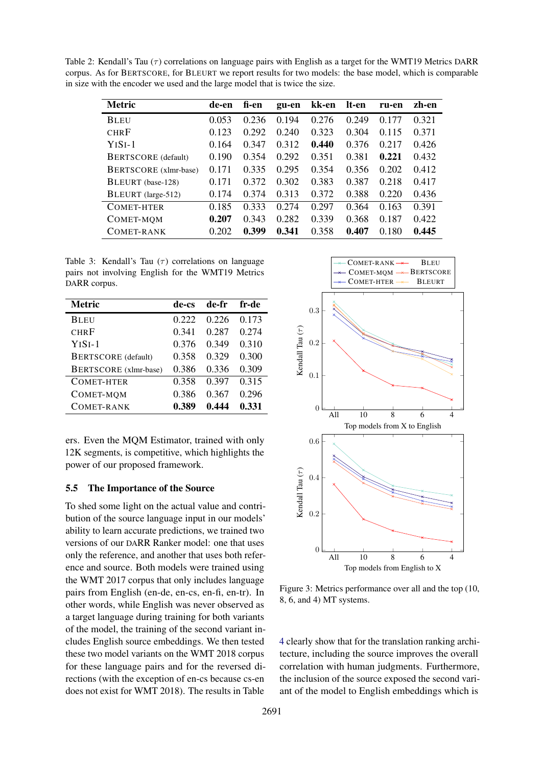Table 2: Kendall's Tau ($\tau$) correlations on language pairs with English as a target for the WMT19 Metrics DARR corpus. As for BERTSCORE, for BLEURT we report results for two models: the base model, which is comparable in size with the encoder we used and the large model that is twice the size.

| Metric | de-en | fi-en | gu-en | kk-en | lt-en | ru-en | zh-en |
|---|---|---|---|---|---|---|---|
| BLEU | 0.053 | 0.236 | 0.194 | 0.276 | 0.249 | 0.177 | 0.321 |
| CHRF | 0.123 | 0.292 | 0.240 | 0.323 | 0.304 | 0.115 | 0.371 |
| YISI-1 | 0.164 | 0.347 | 0.312 | **0.440** | 0.376 | 0.217 | 0.426 |
| BERTSCORE (default) | 0.190 | 0.354 | 0.292 | 0.351 | 0.381 | **0.221** | 0.432 |
| BERTSCORE (xlmr-base) | 0.171 | 0.335 | 0.295 | 0.354 | 0.356 | 0.202 | 0.412 |
| BLEURT (base-128) | 0.171 | 0.372 | 0.302 | 0.383 | 0.387 | 0.218 | 0.417 |
| BLEURT (large-512) | 0.174 | 0.374 | 0.313 | 0.372 | 0.388 | 0.220 | 0.436 |
| COMET-HTER | 0.185 | 0.333 | 0.274 | 0.297 | 0.364 | 0.163 | 0.391 |
| COMET-MQM | **0.207** | 0.343 | 0.282 | 0.339 | 0.368 | 0.187 | 0.422 |
| COMET-RANK | 0.202 | **0.399** | **0.341** | 0.358 | **0.407** | 0.180 | **0.445** |

Table 3: Kendall's Tau ($\tau$) correlations on language pairs not involving English for the WMT19 Metrics DARR corpus.

| Metric | de-cs | de-fr | fr-de |
|---|---|---|---|
| BLEU | 0.222 | 0.226 | 0.173 |
| CHRF | 0.341 | 0.287 | 0.274 |
| YISI-1 | 0.376 | 0.349 | 0.310 |
| BERTSCORE (default) | 0.358 | 0.329 | 0.300 |
| BERTSCORE (xlmr-base) | 0.386 | 0.336 | 0.309 |
| COMET-HTER | 0.358 | 0.397 | 0.315 |
| COMET-MQM | 0.386 | 0.367 | 0.296 |
| COMET-RANK | **0.389** | **0.444** | **0.331** |

ers. Even the MQM Estimator, trained with only 12K segments, is competitive, which highlights the power of our proposed framework.

### 5.5 The Importance of the Source

To shed some light on the actual value and contribution of the source language input in our models' ability to learn accurate predictions, we trained two versions of our DARR Ranker model: one that uses only the reference, and another that uses both reference and source. Both models were trained using the WMT 2017 corpus that only includes language pairs from English (en-de, en-cs, en-fi, en-tr). In other words, while English was never observed as a target language during training for both variants of the model, the training of the second variant includes English source embeddings. We then tested these two model variants on the WMT 2018 corpus for these language pairs and for the reversed directions (with the exception of en-cs because cs-en does not exist for WMT 2018). The results in Table 4 clearly show that for the translation ranking architecture, including the source improves the overall correlation with human judgments. Furthermore, the inclusion of the source exposed the second variant of the model to English embeddings which is

Figure 3: Metrics performance over all and the top (10, 8, 6, and 4) MT systems.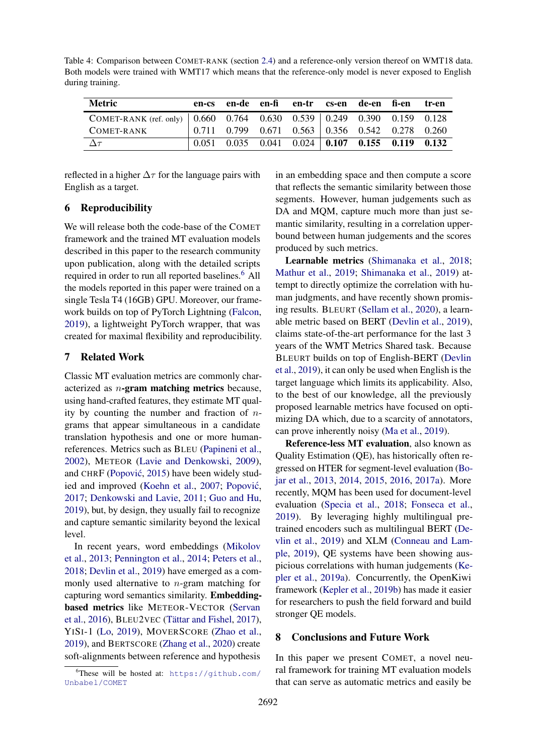Table 4: Comparison between COMET-RANK (section 2.4) and a reference-only version thereof on WMT18 data. Both models were trained with WMT17 which means that the reference-only model is never exposed to English during training.

| Metric | en-cs | en-de | en-fi | en-tr | cs-en | de-en | fi-en | tr-en |
|---|---|---|---|---|---|---|---|---|
| COMET-RANK (ref. only) | 0.660 | 0.764 | 0.630 | 0.539 | 0.249 | 0.390 | 0.159 | 0.128 |
| COMET-RANK | 0.711 | 0.799 | 0.671 | 0.563 | 0.356 | 0.542 | 0.278 | 0.260 |
| $\Delta\tau$ | 0.051 | 0.035 | 0.041 | 0.024 | **0.107** | **0.155** | **0.119** | **0.132** |

reflected in a higher $\Delta\tau$ for the language pairs with English as a target.

## 6 Reproducibility

We will release both the code-base of the COMET framework and the trained MT evaluation models described in this paper to the research community upon publication, along with the detailed scripts required in order to run all reported baselines.[6] All the models reported in this paper were trained on a single Tesla T4 (16GB) GPU. Moreover, our framework builds on top of PyTorch Lightning (Falcon, 2019), a lightweight PyTorch wrapper, that was created for maximal flexibility and reproducibility.

## 7 Related Work

Classic MT evaluation metrics are commonly characterized as $n$-**gram matching metrics** because, using hand-crafted features, they estimate MT quality by counting the number and fraction of $n$-grams that appear simultaneous in a candidate translation hypothesis and one or more human-references. Metrics such as BLEU (Papineni et al., 2002), METEOR (Lavie and Denkowski, 2009), and CHRF (Popović, 2015) have been widely studied and improved (Koehn et al., 2007; Popović, 2017; Denkowski and Lavie, 2011; Guo and Hu, 2019), but, by design, they usually fail to recognize and capture semantic similarity beyond the lexical level.

In recent years, word embeddings (Mikolov et al., 2013; Pennington et al., 2014; Peters et al., 2018; Devlin et al., 2019) have emerged as a commonly used alternative to $n$-gram matching for capturing word semantics similarity. **Embedding-based metrics** like METEOR-VECTOR (Servan et al., 2016), BLEU2VEC (Tättar and Fishel, 2017), YISI-1 (Lo, 2019), MOVERSCORE (Zhao et al., 2019), and BERTSCORE (Zhang et al., 2020) create soft-alignments between reference and hypothesis in an embedding space and then compute a score that reflects the semantic similarity between those segments. However, human judgements such as DA and MQM, capture much more than just semantic similarity, resulting in a correlation upper-bound between human judgements and the scores produced by such metrics.

**Learnable metrics** (Shimanaka et al., 2018; Mathur et al., 2019; Shimanaka et al., 2019) attempt to directly optimize the correlation with human judgments, and have recently shown promising results. BLEURT (Sellam et al., 2020), a learnable metric based on BERT (Devlin et al., 2019), claims state-of-the-art performance for the last 3 years of the WMT Metrics Shared task. Because BLEURT builds on top of English-BERT (Devlin et al., 2019), it can only be used when English is the target language which limits its applicability. Also, to the best of our knowledge, all the previously proposed learnable metrics have focused on optimizing DA which, due to a scarcity of annotators, can prove inherently noisy (Ma et al., 2019).

**Reference-less MT evaluation**, also known as Quality Estimation (QE), has historically often regressed on HTER for segment-level evaluation (Bojar et al., 2013, 2014, 2015, 2016, 2017a). More recently, MQM has been used for document-level evaluation (Specia et al., 2018; Fonseca et al., 2019). By leveraging highly multilingual pretrained encoders such as multilingual BERT (Devlin et al., 2019) and XLM (Conneau and Lample, 2019), QE systems have been showing auspicious correlations with human judgements (Kepler et al., 2019a). Concurrently, the OpenKiwi framework (Kepler et al., 2019b) has made it easier for researchers to push the field forward and build stronger QE models.

## 8 Conclusions and Future Work

In this paper we present COMET, a novel neural framework for training MT evaluation models that can serve as automatic metrics and easily be

[6] These will be hosted at: https://github.com/Unbabel/COMET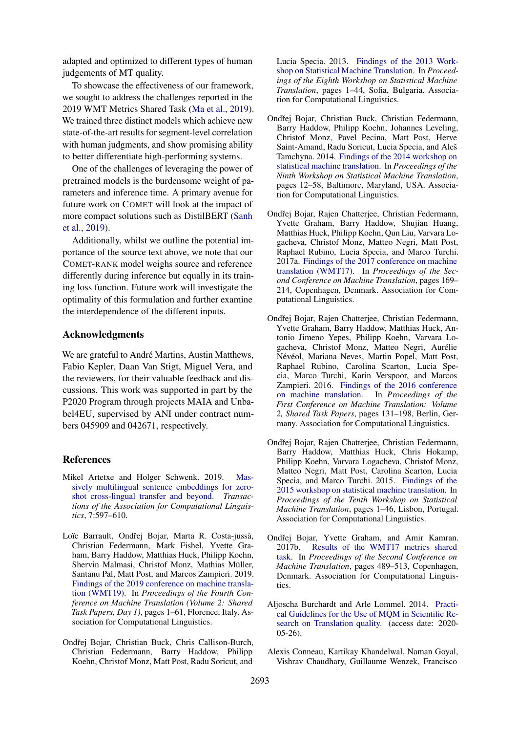adapted and optimized to different types of human judgements of MT quality.

To showcase the effectiveness of our framework, we sought to address the challenges reported in the 2019 WMT Metrics Shared Task (Ma et al., 2019). We trained three distinct models which achieve new state-of-the-art results for segment-level correlation with human judgments, and show promising ability to better differentiate high-performing systems.

One of the challenges of leveraging the power of pretrained models is the burdensome weight of parameters and inference time. A primary avenue for future work on COMET will look at the impact of more compact solutions such as DistilBERT (Sanh et al., 2019).

Additionally, whilst we outline the potential importance of the source text above, we note that our COMET-RANK model weighs source and reference differently during inference but equally in its training loss function. Future work will investigate the optimality of this formulation and further examine the interdependence of the different inputs.

## Acknowledgments

We are grateful to André Martins, Austin Matthews, Fabio Kepler, Daan Van Stigt, Miguel Vera, and the reviewers, for their valuable feedback and discussions. This work was supported in part by the P2020 Program through projects MAIA and Unbabel4EU, supervised by ANI under contract numbers 045909 and 042671, respectively.

## References

Mikel Artetxe and Holger Schwenk. 2019. Massively multilingual sentence embeddings for zero-shot cross-lingual transfer and beyond. *Transactions of the Association for Computational Linguistics*, 7:597–610.

Loïc Barrault, Ondřej Bojar, Marta R. Costa-jussà, Christian Federmann, Mark Fishel, Yvette Graham, Barry Haddow, Matthias Huck, Philipp Koehn, Shervin Malmasi, Christof Monz, Mathias Müller, Santanu Pal, Matt Post, and Marcos Zampieri. 2019. Findings of the 2019 conference on machine translation (WMT19). In *Proceedings of the Fourth Conference on Machine Translation (Volume 2: Shared Task Papers, Day 1)*, pages 1–61, Florence, Italy. Association for Computational Linguistics.

Ondřej Bojar, Christian Buck, Chris Callison-Burch, Christian Federmann, Barry Haddow, Philipp Koehn, Christof Monz, Matt Post, Radu Soricut, and Lucia Specia. 2013. Findings of the 2013 Workshop on Statistical Machine Translation. In *Proceedings of the Eighth Workshop on Statistical Machine Translation*, pages 1–44, Sofia, Bulgaria. Association for Computational Linguistics.

Ondřej Bojar, Christian Buck, Christian Federmann, Barry Haddow, Philipp Koehn, Johannes Leveling, Christof Monz, Pavel Pecina, Matt Post, Herve Saint-Amand, Radu Soricut, Lucia Specia, and Aleš Tamchyna. 2014. Findings of the 2014 workshop on statistical machine translation. In *Proceedings of the Ninth Workshop on Statistical Machine Translation*, pages 12–58, Baltimore, Maryland, USA. Association for Computational Linguistics.

Ondřej Bojar, Rajen Chatterjee, Christian Federmann, Yvette Graham, Barry Haddow, Shujian Huang, Matthias Huck, Philipp Koehn, Qun Liu, Varvara Logacheva, Christof Monz, Matteo Negri, Matt Post, Raphael Rubino, Lucia Specia, and Marco Turchi. 2017a. Findings of the 2017 conference on machine translation (WMT17). In *Proceedings of the Second Conference on Machine Translation*, pages 169–214, Copenhagen, Denmark. Association for Computational Linguistics.

Ondřej Bojar, Rajen Chatterjee, Christian Federmann, Yvette Graham, Barry Haddow, Matthias Huck, Antonio Jimeno Yepes, Philipp Koehn, Varvara Logacheva, Christof Monz, Matteo Negri, Aurélie Névéol, Mariana Neves, Martin Popel, Matt Post, Raphael Rubino, Carolina Scarton, Lucia Specia, Marco Turchi, Karin Verspoor, and Marcos Zampieri. 2016. Findings of the 2016 conference on machine translation. In *Proceedings of the First Conference on Machine Translation: Volume 2, Shared Task Papers*, pages 131–198, Berlin, Germany. Association for Computational Linguistics.

Ondřej Bojar, Rajen Chatterjee, Christian Federmann, Barry Haddow, Matthias Huck, Chris Hokamp, Philipp Koehn, Varvara Logacheva, Christof Monz, Matteo Negri, Matt Post, Carolina Scarton, Lucia Specia, and Marco Turchi. 2015. Findings of the 2015 workshop on statistical machine translation. In *Proceedings of the Tenth Workshop on Statistical Machine Translation*, pages 1–46, Lisbon, Portugal. Association for Computational Linguistics.

Ondřej Bojar, Yvette Graham, and Amir Kamran. 2017b. Results of the WMT17 metrics shared task. In *Proceedings of the Second Conference on Machine Translation*, pages 489–513, Copenhagen, Denmark. Association for Computational Linguistics.

Aljoscha Burchardt and Arle Lommel. 2014. Practical Guidelines for the Use of MQM in Scientific Research on Translation quality. (access date: 2020-05-26).

Alexis Conneau, Kartikay Khandelwal, Naman Goyal, Vishrav Chaudhary, Guillaume Wenzek, Francisco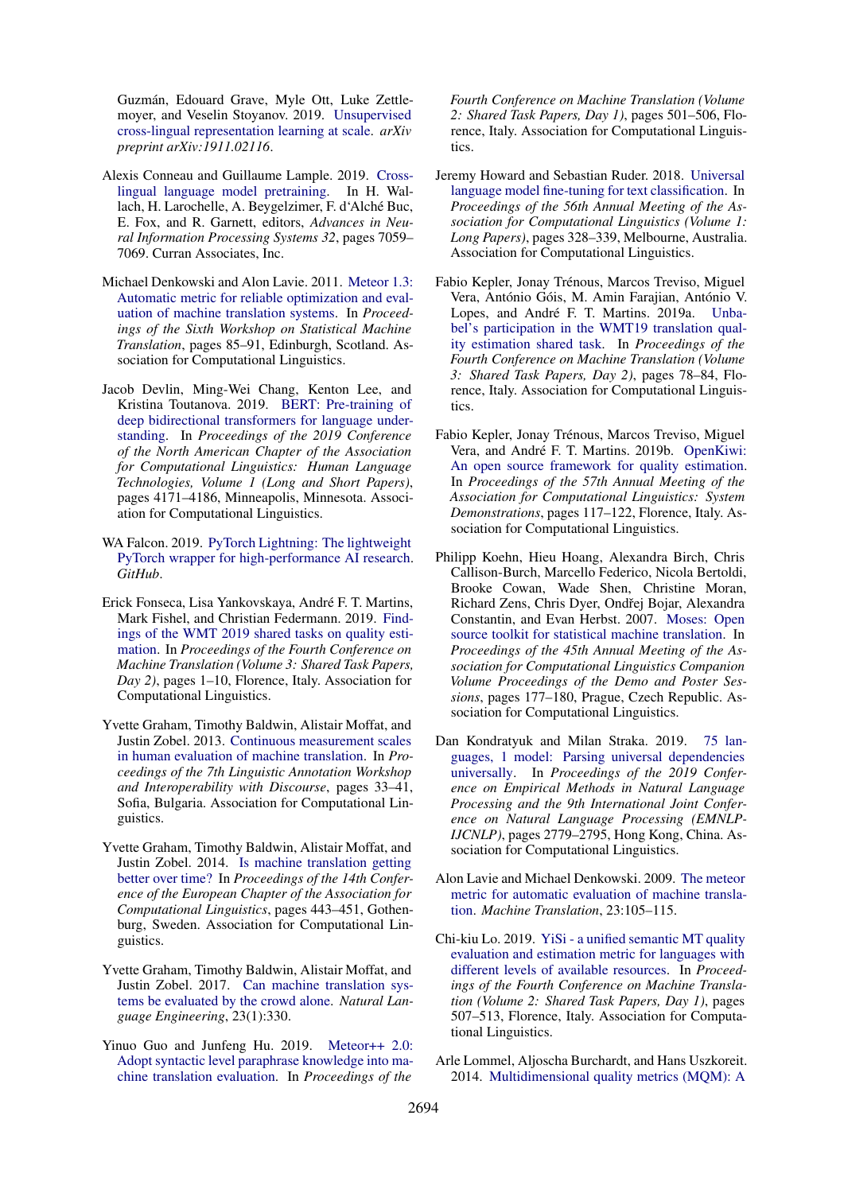Guzmán, Edouard Grave, Myle Ott, Luke Zettlemoyer, and Veselin Stoyanov. 2019. Unsupervised cross-lingual representation learning at scale. *arXiv preprint arXiv:1911.02116*.

Alexis Conneau and Guillaume Lample. 2019. Cross-lingual language model pretraining. In H. Wallach, H. Larochelle, A. Beygelzimer, F. d'Alché Buc, E. Fox, and R. Garnett, editors, *Advances in Neural Information Processing Systems 32*, pages 7059–7069. Curran Associates, Inc.

Michael Denkowski and Alon Lavie. 2011. Meteor 1.3: Automatic metric for reliable optimization and evaluation of machine translation systems. In *Proceedings of the Sixth Workshop on Statistical Machine Translation*, pages 85–91, Edinburgh, Scotland. Association for Computational Linguistics.

Jacob Devlin, Ming-Wei Chang, Kenton Lee, and Kristina Toutanova. 2019. BERT: Pre-training of deep bidirectional transformers for language understanding. In *Proceedings of the 2019 Conference of the North American Chapter of the Association for Computational Linguistics: Human Language Technologies, Volume 1 (Long and Short Papers)*, pages 4171–4186, Minneapolis, Minnesota. Association for Computational Linguistics.

WA Falcon. 2019. PyTorch Lightning: The lightweight PyTorch wrapper for high-performance AI research. *GitHub*.

Erick Fonseca, Lisa Yankovskaya, André F. T. Martins, Mark Fishel, and Christian Federmann. 2019. Findings of the WMT 2019 shared tasks on quality estimation. In *Proceedings of the Fourth Conference on Machine Translation (Volume 3: Shared Task Papers, Day 2)*, pages 1–10, Florence, Italy. Association for Computational Linguistics.

Yvette Graham, Timothy Baldwin, Alistair Moffat, and Justin Zobel. 2013. Continuous measurement scales in human evaluation of machine translation. In *Proceedings of the 7th Linguistic Annotation Workshop and Interoperability with Discourse*, pages 33–41, Sofia, Bulgaria. Association for Computational Linguistics.

Yvette Graham, Timothy Baldwin, Alistair Moffat, and Justin Zobel. 2014. Is machine translation getting better over time? In *Proceedings of the 14th Conference of the European Chapter of the Association for Computational Linguistics*, pages 443–451, Gothenburg, Sweden. Association for Computational Linguistics.

Yvette Graham, Timothy Baldwin, Alistair Moffat, and Justin Zobel. 2017. Can machine translation systems be evaluated by the crowd alone. *Natural Language Engineering*, 23(1):330.

Yinuo Guo and Junfeng Hu. 2019. Meteor++ 2.0: Adopt syntactic level paraphrase knowledge into machine translation evaluation. In *Proceedings of the Fourth Conference on Machine Translation (Volume 2: Shared Task Papers, Day 1)*, pages 501–506, Florence, Italy. Association for Computational Linguistics.

Jeremy Howard and Sebastian Ruder. 2018. Universal language model fine-tuning for text classification. In *Proceedings of the 56th Annual Meeting of the Association for Computational Linguistics (Volume 1: Long Papers)*, pages 328–339, Melbourne, Australia. Association for Computational Linguistics.

Fabio Kepler, Jonay Trénous, Marcos Treviso, Miguel Vera, António Góis, M. Amin Farajian, António V. Lopes, and André F. T. Martins. 2019a. Unbabel's participation in the WMT19 translation quality estimation shared task. In *Proceedings of the Fourth Conference on Machine Translation (Volume 3: Shared Task Papers, Day 2)*, pages 78–84, Florence, Italy. Association for Computational Linguistics.

Fabio Kepler, Jonay Trénous, Marcos Treviso, Miguel Vera, and André F. T. Martins. 2019b. OpenKiwi: An open source framework for quality estimation. In *Proceedings of the 57th Annual Meeting of the Association for Computational Linguistics: System Demonstrations*, pages 117–122, Florence, Italy. Association for Computational Linguistics.

Philipp Koehn, Hieu Hoang, Alexandra Birch, Chris Callison-Burch, Marcello Federico, Nicola Bertoldi, Brooke Cowan, Wade Shen, Christine Moran, Richard Zens, Chris Dyer, Ondřej Bojar, Alexandra Constantin, and Evan Herbst. 2007. Moses: Open source toolkit for statistical machine translation. In *Proceedings of the 45th Annual Meeting of the Association for Computational Linguistics Companion Volume Proceedings of the Demo and Poster Sessions*, pages 177–180, Prague, Czech Republic. Association for Computational Linguistics.

Dan Kondratyuk and Milan Straka. 2019. 75 languages, 1 model: Parsing universal dependencies universally. In *Proceedings of the 2019 Conference on Empirical Methods in Natural Language Processing and the 9th International Joint Conference on Natural Language Processing (EMNLP-IJCNLP)*, pages 2779–2795, Hong Kong, China. Association for Computational Linguistics.

Alon Lavie and Michael Denkowski. 2009. The meteor metric for automatic evaluation of machine translation. *Machine Translation*, 23:105–115.

Chi-kiu Lo. 2019. YiSi - a unified semantic MT quality evaluation and estimation metric for languages with different levels of available resources. In *Proceedings of the Fourth Conference on Machine Translation (Volume 2: Shared Task Papers, Day 1)*, pages 507–513, Florence, Italy. Association for Computational Linguistics.

Arle Lommel, Aljoscha Burchardt, and Hans Uszkoreit. 2014. Multidimensional quality metrics (MQM): A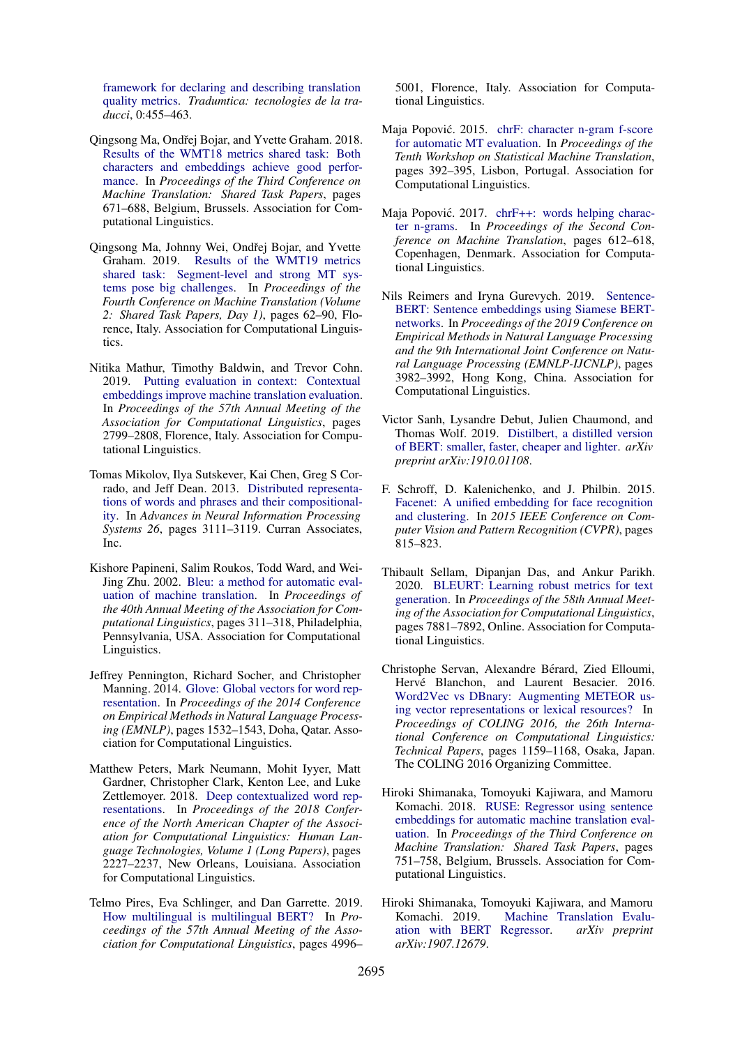framework for declaring and describing translation quality metrics. *Tradumtica: tecnologies de la traducci*, 0:455–463.

Qingsong Ma, Ondřej Bojar, and Yvette Graham. 2018. Results of the WMT18 metrics shared task: Both characters and embeddings achieve good performance. In *Proceedings of the Third Conference on Machine Translation: Shared Task Papers*, pages 671–688, Belgium, Brussels. Association for Computational Linguistics.

Qingsong Ma, Johnny Wei, Ondřej Bojar, and Yvette Graham. 2019. Results of the WMT19 metrics shared task: Segment-level and strong MT systems pose big challenges. In *Proceedings of the Fourth Conference on Machine Translation (Volume 2: Shared Task Papers, Day 1)*, pages 62–90, Florence, Italy. Association for Computational Linguistics.

Nitika Mathur, Timothy Baldwin, and Trevor Cohn. 2019. Putting evaluation in context: Contextual embeddings improve machine translation evaluation. In *Proceedings of the 57th Annual Meeting of the Association for Computational Linguistics*, pages 2799–2808, Florence, Italy. Association for Computational Linguistics.

Tomas Mikolov, Ilya Sutskever, Kai Chen, Greg S Corrado, and Jeff Dean. 2013. Distributed representations of words and phrases and their compositionality. In *Advances in Neural Information Processing Systems 26*, pages 3111–3119. Curran Associates, Inc.

Kishore Papineni, Salim Roukos, Todd Ward, and Wei-Jing Zhu. 2002. Bleu: a method for automatic evaluation of machine translation. In *Proceedings of the 40th Annual Meeting of the Association for Computational Linguistics*, pages 311–318, Philadelphia, Pennsylvania, USA. Association for Computational Linguistics.

Jeffrey Pennington, Richard Socher, and Christopher Manning. 2014. Glove: Global vectors for word representation. In *Proceedings of the 2014 Conference on Empirical Methods in Natural Language Processing (EMNLP)*, pages 1532–1543, Doha, Qatar. Association for Computational Linguistics.

Matthew Peters, Mark Neumann, Mohit Iyyer, Matt Gardner, Christopher Clark, Kenton Lee, and Luke Zettlemoyer. 2018. Deep contextualized word representations. In *Proceedings of the 2018 Conference of the North American Chapter of the Association for Computational Linguistics: Human Language Technologies, Volume 1 (Long Papers)*, pages 2227–2237, New Orleans, Louisiana. Association for Computational Linguistics.

Telmo Pires, Eva Schlinger, and Dan Garrette. 2019. How multilingual is multilingual BERT? In *Proceedings of the 57th Annual Meeting of the Association for Computational Linguistics*, pages 4996–5001, Florence, Italy. Association for Computational Linguistics.

Maja Popović. 2015. chrF: character n-gram f-score for automatic MT evaluation. In *Proceedings of the Tenth Workshop on Statistical Machine Translation*, pages 392–395, Lisbon, Portugal. Association for Computational Linguistics.

Maja Popović. 2017. chrF++: words helping character n-grams. In *Proceedings of the Second Conference on Machine Translation*, pages 612–618, Copenhagen, Denmark. Association for Computational Linguistics.

Nils Reimers and Iryna Gurevych. 2019. Sentence-BERT: Sentence embeddings using Siamese BERT-networks. In *Proceedings of the 2019 Conference on Empirical Methods in Natural Language Processing and the 9th International Joint Conference on Natural Language Processing (EMNLP-IJCNLP)*, pages 3982–3992, Hong Kong, China. Association for Computational Linguistics.

Victor Sanh, Lysandre Debut, Julien Chaumond, and Thomas Wolf. 2019. Distilbert, a distilled version of BERT: smaller, faster, cheaper and lighter. *arXiv preprint arXiv:1910.01108*.

F. Schroff, D. Kalenichenko, and J. Philbin. 2015. Facenet: A unified embedding for face recognition and clustering. In *2015 IEEE Conference on Computer Vision and Pattern Recognition (CVPR)*, pages 815–823.

Thibault Sellam, Dipanjan Das, and Ankur Parikh. 2020. BLEURT: Learning robust metrics for text generation. In *Proceedings of the 58th Annual Meeting of the Association for Computational Linguistics*, pages 7881–7892, Online. Association for Computational Linguistics.

Christophe Servan, Alexandre Bérard, Zied Elloumi, Hervé Blanchon, and Laurent Besacier. 2016. Word2Vec vs DBnary: Augmenting METEOR using vector representations or lexical resources? In *Proceedings of COLING 2016, the 26th International Conference on Computational Linguistics: Technical Papers*, pages 1159–1168, Osaka, Japan. The COLING 2016 Organizing Committee.

Hiroki Shimanaka, Tomoyuki Kajiwara, and Mamoru Komachi. 2018. RUSE: Regressor using sentence embeddings for automatic machine translation evaluation. In *Proceedings of the Third Conference on Machine Translation: Shared Task Papers*, pages 751–758, Belgium, Brussels. Association for Computational Linguistics.

Hiroki Shimanaka, Tomoyuki Kajiwara, and Mamoru Komachi. 2019. Machine Translation Evaluation with BERT Regressor. *arXiv preprint arXiv:1907.12679*.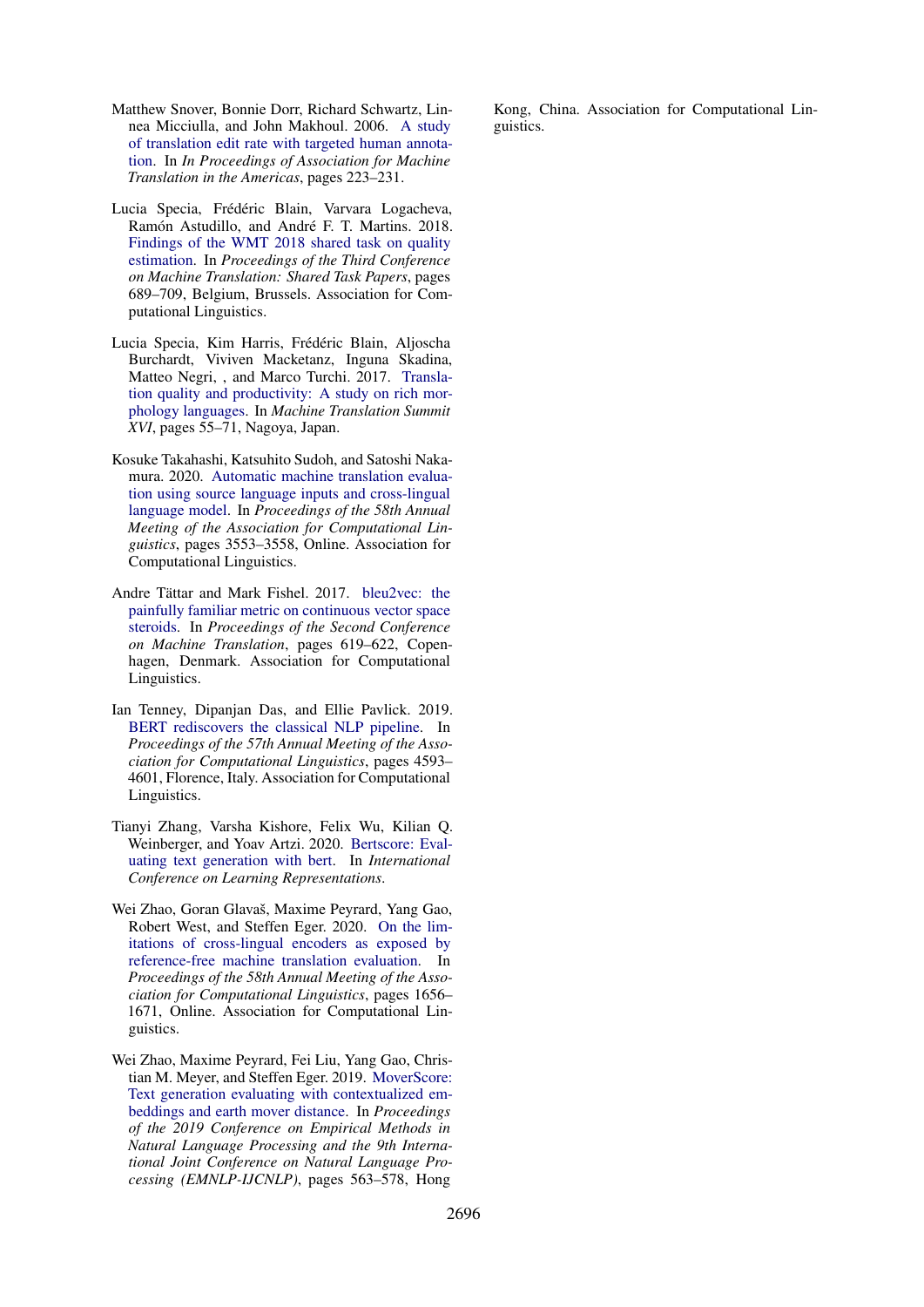Matthew Snover, Bonnie Dorr, Richard Schwartz, Linnea Micciulla, and John Makhoul. 2006. A study of translation edit rate with targeted human annotation. In *In Proceedings of Association for Machine Translation in the Americas*, pages 223–231.

Lucia Specia, Frédéric Blain, Varvara Logacheva, Ramón Astudillo, and André F. T. Martins. 2018. Findings of the WMT 2018 shared task on quality estimation. In *Proceedings of the Third Conference on Machine Translation: Shared Task Papers*, pages 689–709, Belgium, Brussels. Association for Computational Linguistics.

Lucia Specia, Kim Harris, Frédéric Blain, Aljoscha Burchardt, Viviven Macketanz, Inguna Skadina, Matteo Negri, , and Marco Turchi. 2017. Translation quality and productivity: A study on rich morphology languages. In *Machine Translation Summit XVI*, pages 55–71, Nagoya, Japan.

Kosuke Takahashi, Katsuhito Sudoh, and Satoshi Nakamura. 2020. Automatic machine translation evaluation using source language inputs and cross-lingual language model. In *Proceedings of the 58th Annual Meeting of the Association for Computational Linguistics*, pages 3553–3558, Online. Association for Computational Linguistics.

Andre Tättar and Mark Fishel. 2017. bleu2vec: the painfully familiar metric on continuous vector space steroids. In *Proceedings of the Second Conference on Machine Translation*, pages 619–622, Copenhagen, Denmark. Association for Computational Linguistics.

Ian Tenney, Dipanjan Das, and Ellie Pavlick. 2019. BERT rediscovers the classical NLP pipeline. In *Proceedings of the 57th Annual Meeting of the Association for Computational Linguistics*, pages 4593–4601, Florence, Italy. Association for Computational Linguistics.

Tianyi Zhang, Varsha Kishore, Felix Wu, Kilian Q. Weinberger, and Yoav Artzi. 2020. Bertscore: Evaluating text generation with bert. In *International Conference on Learning Representations*.

Wei Zhao, Goran Glavaš, Maxime Peyrard, Yang Gao, Robert West, and Steffen Eger. 2020. On the limitations of cross-lingual encoders as exposed by reference-free machine translation evaluation. In *Proceedings of the 58th Annual Meeting of the Association for Computational Linguistics*, pages 1656–1671, Online. Association for Computational Linguistics.

Wei Zhao, Maxime Peyrard, Fei Liu, Yang Gao, Christian M. Meyer, and Steffen Eger. 2019. MoverScore: Text generation evaluating with contextualized embeddings and earth mover distance. In *Proceedings of the 2019 Conference on Empirical Methods in Natural Language Processing and the 9th International Joint Conference on Natural Language Processing (EMNLP-IJCNLP)*, pages 563–578, Hong Kong, China. Association for Computational Linguistics.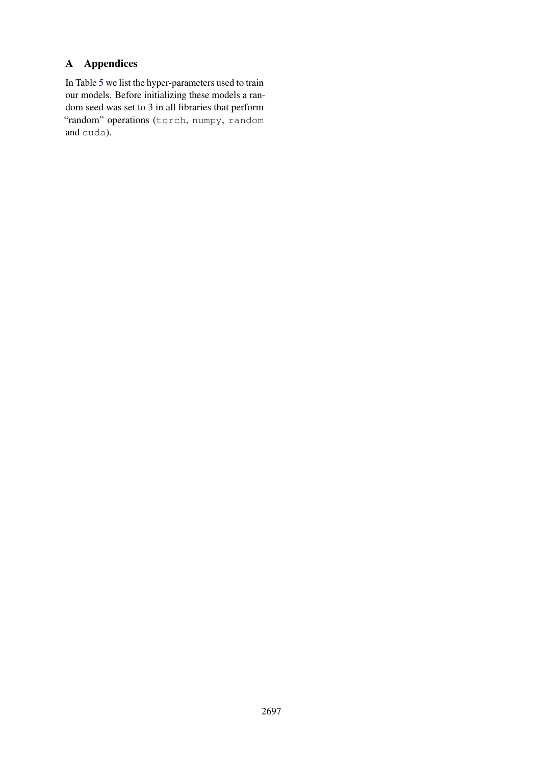# A Appendices

In Table 5 we list the hyper-parameters used to train our models. Before initializing these models a random seed was set to 3 in all libraries that perform "random" operations (`torch`, `numpy`, `random` and `cuda`).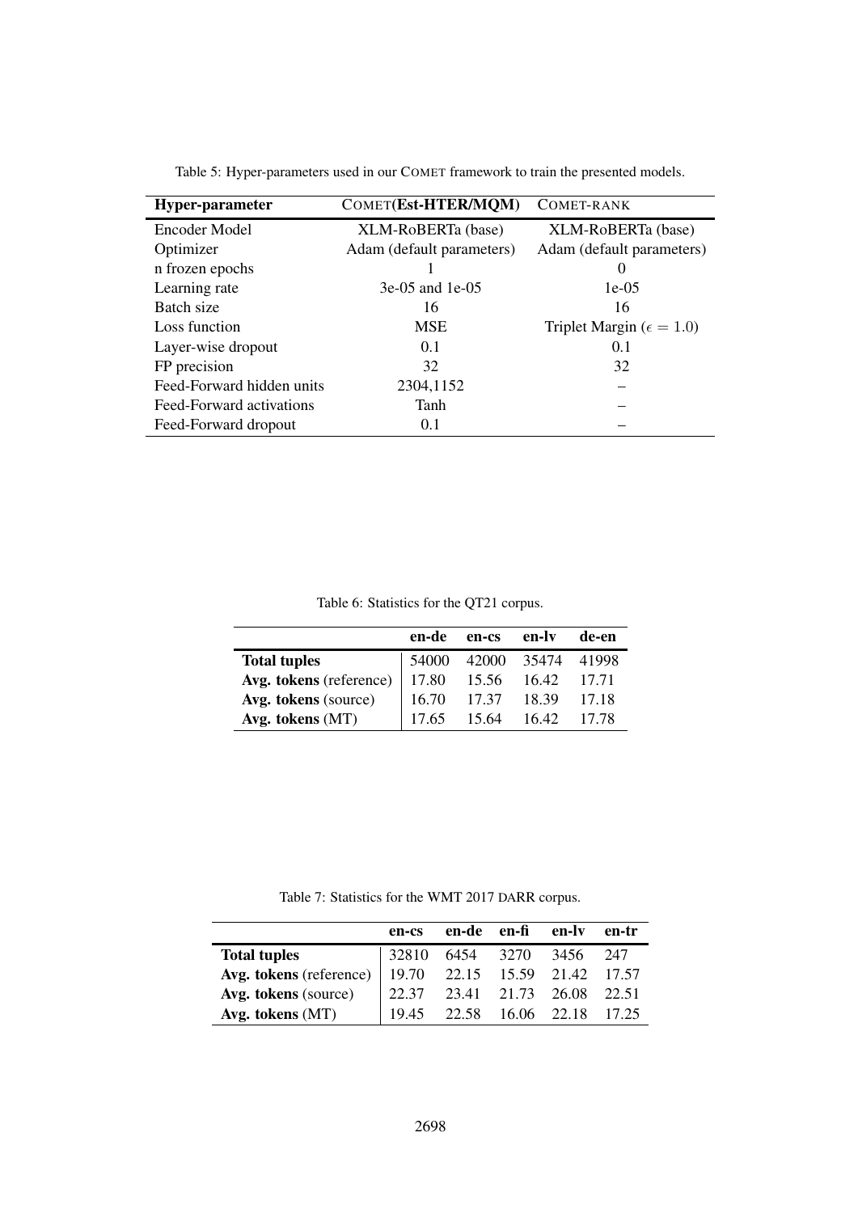Table 5: Hyper-parameters used in our COMET framework to train the presented models.

| **Hyper-parameter** | COMET(**Est-HTER/MQM**) | COMET-RANK |
|---|---|---|
| Encoder Model | XLM-RoBERTa (base) | XLM-RoBERTa (base) |
| Optimizer | Adam (default parameters) | Adam (default parameters) |
| n frozen epochs | 1 | 0 |
| Learning rate | 3e-05 and 1e-05 | 1e-05 |
| Batch size | 16 | 16 |
| Loss function | MSE | Triplet Margin ($\epsilon = 1.0$) |
| Layer-wise dropout | 0.1 | 0.1 |
| FP precision | 32 | 32 |
| Feed-Forward hidden units | 2304,1152 | – |
| Feed-Forward activations | Tanh | – |
| Feed-Forward dropout | 0.1 | – |

Table 6: Statistics for the QT21 corpus.

| | **en-de** | **en-cs** | **en-lv** | **de-en** |
|---|---|---|---|---|
| **Total tuples** | 54000 | 42000 | 35474 | 41998 |
| **Avg. tokens** (reference) | 17.80 | 15.56 | 16.42 | 17.71 |
| **Avg. tokens** (source) | 16.70 | 17.37 | 18.39 | 17.18 |
| **Avg. tokens** (MT) | 17.65 | 15.64 | 16.42 | 17.78 |

Table 7: Statistics for the WMT 2017 DARR corpus.

| | **en-cs** | **en-de** | **en-fi** | **en-lv** | **en-tr** |
|---|---|---|---|---|---|
| **Total tuples** | 32810 | 6454 | 3270 | 3456 | 247 |
| **Avg. tokens** (reference) | 19.70 | 22.15 | 15.59 | 21.42 | 17.57 |
| **Avg. tokens** (source) | 22.37 | 23.41 | 21.73 | 26.08 | 22.51 |
| **Avg. tokens** (MT) | 19.45 | 22.58 | 16.06 | 22.18 | 17.25 |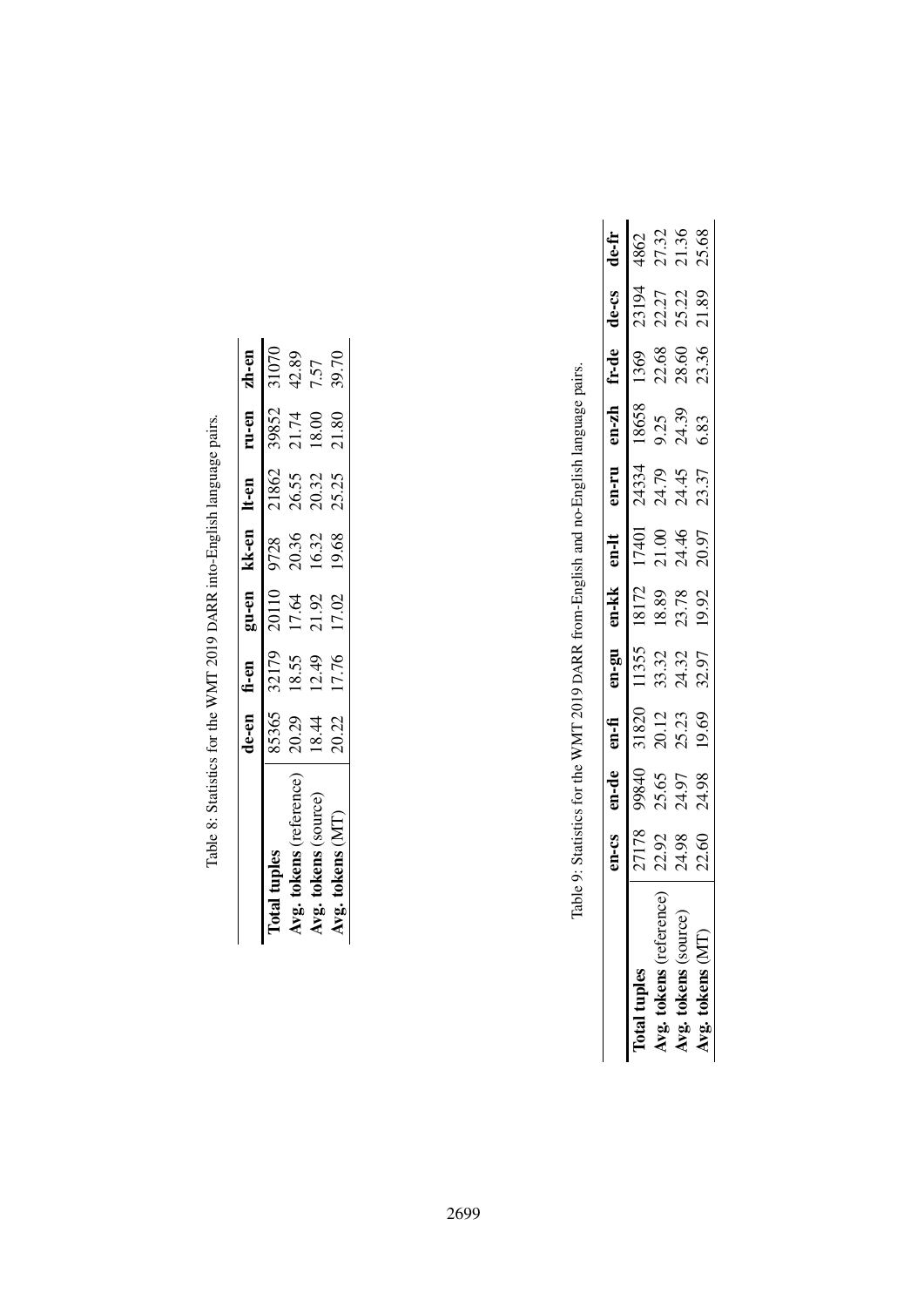Table 8: Statistics for the WMT 2019 DARR into-English language pairs.

| | de-en | fi-en | gu-en | kk-en | lt-en | ru-en | zh-en |
|---|---|---|---|---|---|---|---|
| **Total tuples** | 85365 | 32179 | 20110 | 9728 | 21862 | 39852 | 31070 |
| **Avg. tokens** (reference) | 20.29 | 18.55 | 17.64 | 20.36 | 26.55 | 21.74 | 42.89 |
| **Avg. tokens** (source) | 18.44 | 12.49 | 21.92 | 16.32 | 20.32 | 18.00 | 7.57 |
| **Avg. tokens** (MT) | 20.22 | 17.76 | 17.02 | 19.68 | 25.25 | 21.80 | 39.70 |

Table 9: Statistics for the WMT 2019 DARR from-English and no-English language pairs.

| | en-cs | en-de | en-fi | en-gu | en-kk | en-lt | en-ru | en-zh | fr-de | de-cs | de-fr |
|---|---|---|---|---|---|---|---|---|---|---|---|
| **Total tuples** | 27178 | 99840 | 31820 | 11355 | 18172 | 17401 | 24334 | 18658 | 1369 | 23194 | 4862 |
| **Avg. tokens** (reference) | 22.92 | 25.65 | 20.12 | 33.32 | 18.89 | 21.00 | 24.79 | 9.25 | 22.68 | 22.27 | 27.32 |
| **Avg. tokens** (source) | 24.98 | 24.97 | 25.23 | 24.32 | 23.78 | 24.46 | 24.45 | 24.39 | 28.60 | 25.22 | 21.36 |
| **Avg. tokens** (MT) | 22.60 | 24.98 | 19.69 | 32.97 | 19.92 | 20.97 | 23.37 | 6.83 | 23.36 | 21.89 | 25.68 |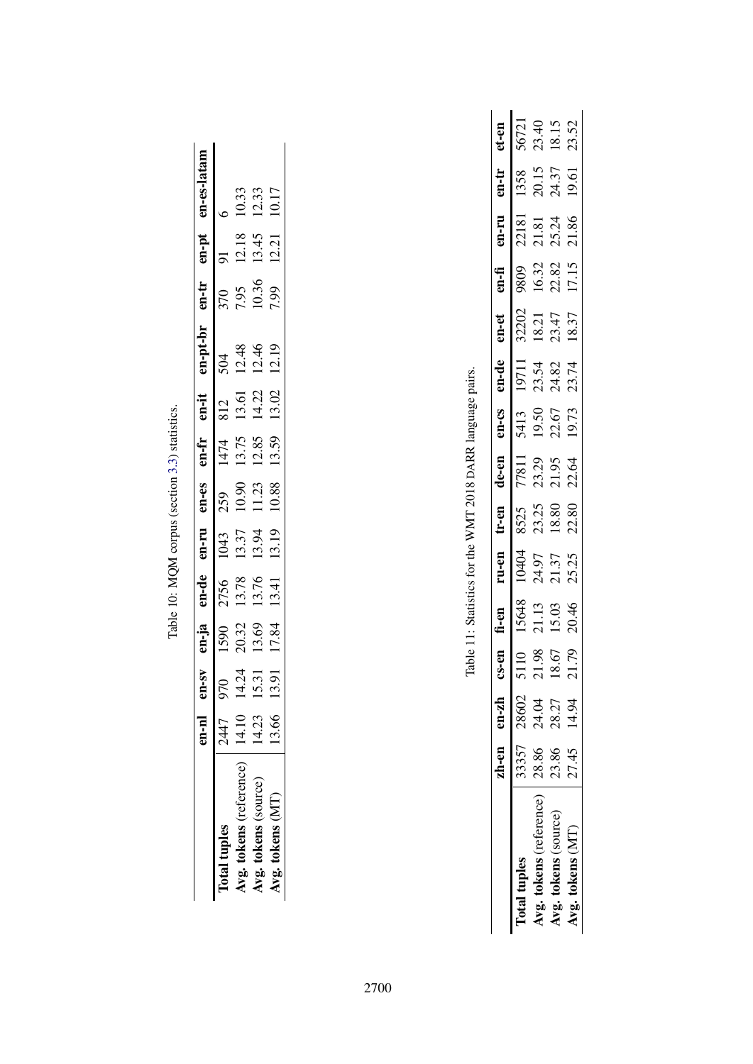Table 10: MQM corpus (section 3.3) statistics.

| | en-nl | en-sv | en-ja | en-de | en-ru | en-es | en-fr | en-it | en-pt-br | en-tr | en-pt | en-es-latam |
|---|---|---|---|---|---|---|---|---|---|---|---|---|
| **Total tuples** | 2447 | 970 | 1590 | 2756 | 1043 | 259 | 1474 | 812 | 504 | 370 | 91 | 6 |
| **Avg. tokens** (reference) | 14.10 | 14.24 | 20.32 | 13.78 | 13.37 | 10.90 | 13.75 | 13.61 | 12.48 | 7.95 | 12.18 | 10.33 |
| **Avg. tokens** (source) | 14.23 | 15.31 | 13.69 | 13.76 | 13.94 | 11.23 | 12.85 | 14.22 | 12.46 | 10.36 | 13.45 | 12.33 |
| **Avg. tokens** (MT) | 13.66 | 13.91 | 17.84 | 13.41 | 13.19 | 10.88 | 13.59 | 13.02 | 12.19 | 7.99 | 12.21 | 10.17 |

Table 11: Statistics for the WMT 2018 DARR language pairs.

| | zh-en | en-zh | cs-en | fi-en | ru-en | tr-en | de-en | en-cs | en-de | en-et | en-fi | en-ru | en-tr | et-en |
|---|---|---|---|---|---|---|---|---|---|---|---|---|---|---|
| **Total tuples** | 33357 | 28602 | 5110 | 15648 | 10404 | 8525 | 77811 | 5413 | 19711 | 32202 | 9809 | 22181 | 1358 | 56721 |
| **Avg. tokens** (reference) | 28.86 | 24.04 | 21.98 | 21.13 | 24.97 | 23.25 | 23.29 | 19.50 | 23.54 | 18.21 | 16.32 | 21.81 | 20.15 | 23.40 |
| **Avg. tokens** (source) | 23.86 | 28.27 | 18.67 | 15.03 | 21.37 | 18.80 | 21.95 | 22.67 | 24.82 | 23.47 | 22.82 | 25.24 | 24.37 | 18.15 |
| **Avg. tokens** (MT) | 27.45 | 14.94 | 21.79 | 20.46 | 25.25 | 22.80 | 22.64 | 19.73 | 23.74 | 18.37 | 17.15 | 21.86 | 19.61 | 23.52 |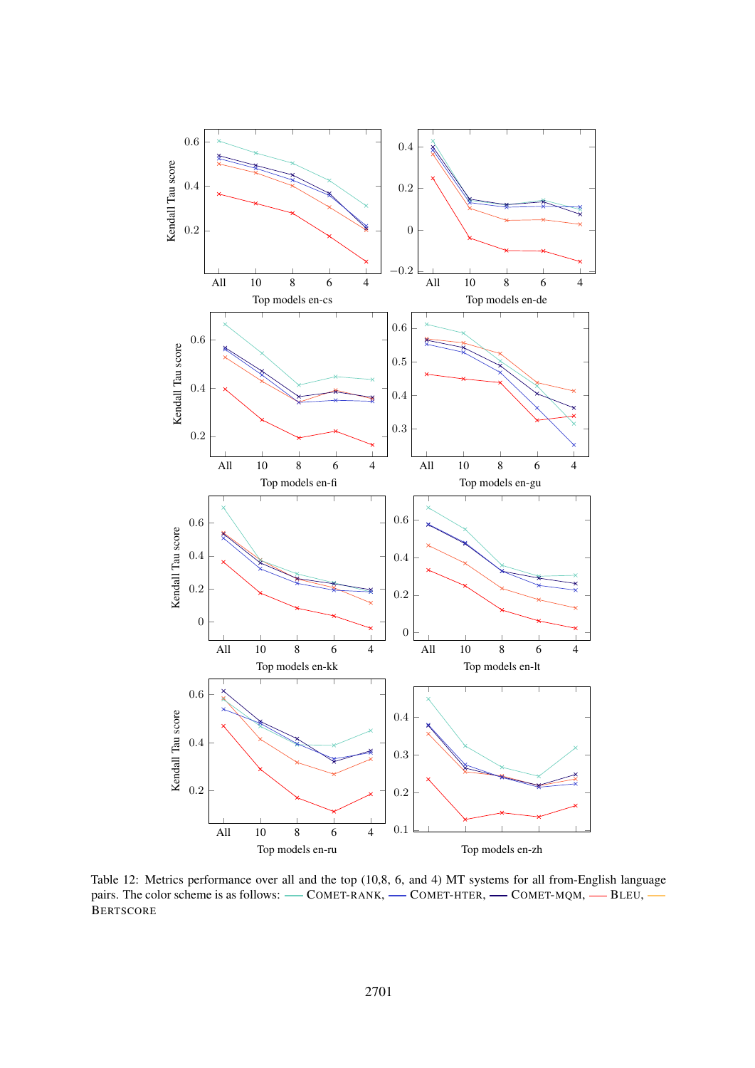Table 12: Metrics performance over all and the top (10,8, 6, and 4) MT systems for all from-English language pairs. The color scheme is as follows: — COMET-RANK, — COMET-HTER, — COMET-MQM, — BLEU, — BERTSCORE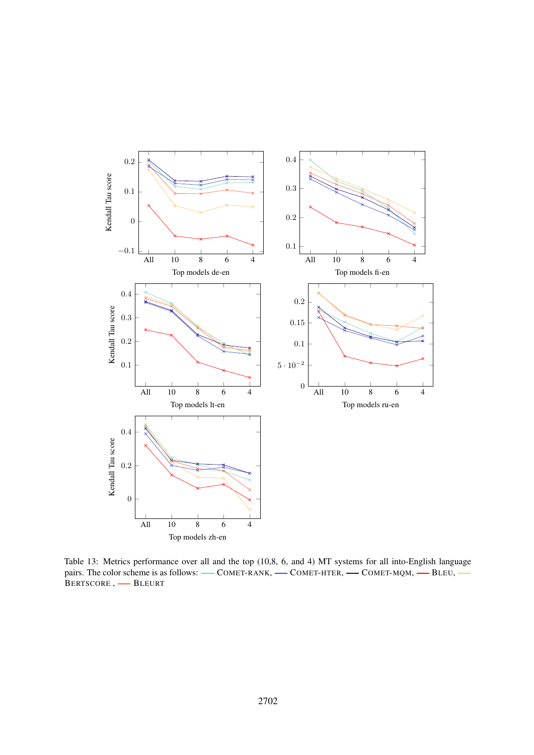Kendall Tau score

0.2
0.1
0
−0.1

All 10 8 6 4

Top models de-en

0.4
0.3
0.2
0.1

All 10 8 6 4

Top models fi-en

Kendall Tau score

0.4
0.3
0.2
0.1

All 10 8 6 4

Top models lt-en

0.2
0.15
0.1
$5 \cdot 10^{-2}$
0

All 10 8 6 4

Top models ru-en

Kendall Tau score

0.4
0.2
0

All 10 8 6 4

Top models zh-en

Table 13: Metrics performance over all and the top (10,8, 6, and 4) MT systems for all into-English language pairs. The color scheme is as follows: —— COMET-RANK, —— COMET-HTER, —— COMET-MQM, —— BLEU, —— BERTSCORE , —— BLEURT